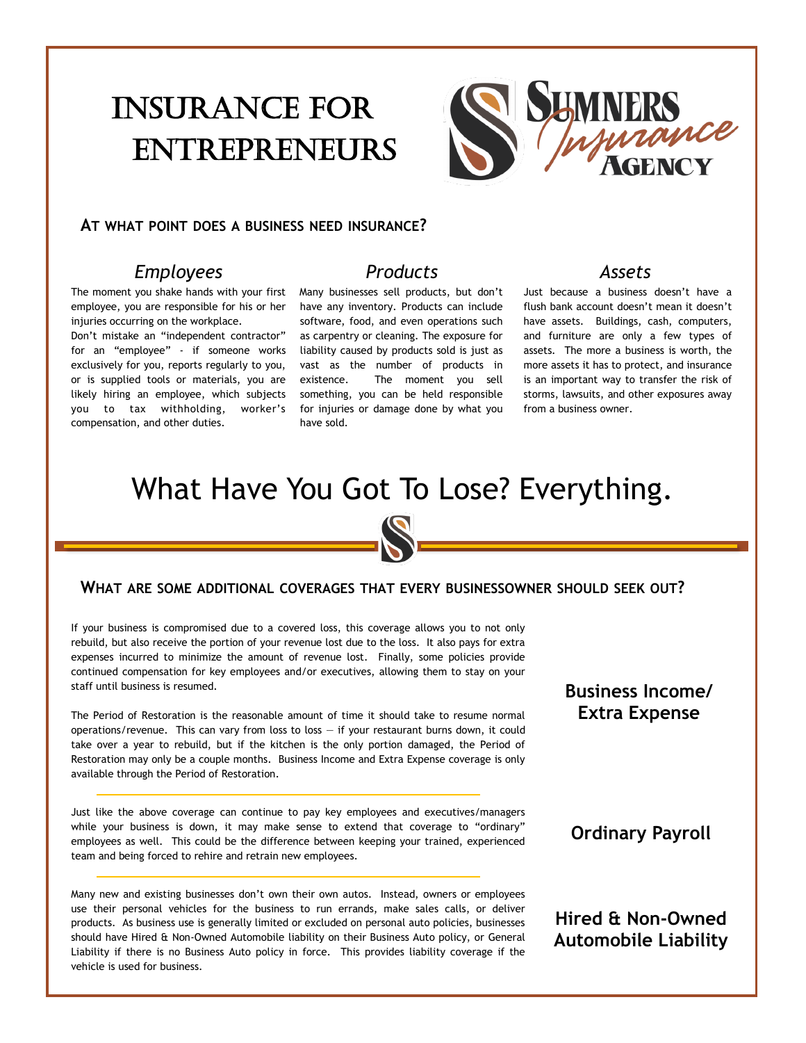# Insurance for Entrepreneurs

Sumners Insurance Agency

## At what point does a business need insurance?

### *Employees*

The moment you shake hands with your first employee, you are responsible for his or her injuries occurring on the workplace.

Don't mistake an "independent contractor" for an "employee" - if someone works exclusively for you, reports regularly to you, or is supplied tools or materials, you are likely hiring an employee, which subjects you to tax withholding, worker's compensation, and other duties.

### *Products*

Many businesses sell products, but don't have any inventory. Products can include software, food, and even operations such as carpentry or cleaning. The exposure for liability caused by products sold is just as vast as the number of products in existence. The moment you sell something, you can be held responsible for injuries or damage done by what you have sold.

### *Assets*

Just because a business doesn't have a flush bank account doesn't mean it doesn't have assets. Buildings, cash, computers, and furniture are only a few types of assets. The more a business is worth, the more assets it has to protect, and insurance is an important way to transfer the risk of storms, lawsuits, and other exposures away from a business owner.

# What Have You Got To Lose? Everything.

## What are some additional coverages that every businessowner should seek out?

### Business Income/ Extra Expense

If your business is compromised due to a covered loss, this coverage allows you to not only rebuild, but also receive the portion of your revenue lost due to the loss. It also pays for extra expenses incurred to minimize the amount of revenue lost. Finally, some policies provide continued compensation for key employees and/or executives, allowing them to stay on your staff until business is resumed.

The Period of Restoration is the reasonable amount of time it should take to resume normal operations/revenue. This can vary from loss to loss — if your restaurant burns down, it could take over a year to rebuild, but if the kitchen is the only portion damaged, the Period of Restoration may only be a couple months. Business Income and Extra Expense coverage is only available through the Period of Restoration.

### Ordinary Payroll

Just like the above coverage can continue to pay key employees and executives/managers while your business is down, it may make sense to extend that coverage to "ordinary" employees as well. This could be the difference between keeping your trained, experienced team and being forced to rehire and retrain new employees.

### Hired & Non-Owned Automobile Liability

Many new and existing businesses don't own their own autos. Instead, owners or employees use their personal vehicles for the business to run errands, make sales calls, or deliver products. As business use is generally limited or excluded on personal auto policies, businesses should have Hired & Non-Owned Automobile liability on their Business Auto policy, or General Liability if there is no Business Auto policy in force. This provides liability coverage if the vehicle is used for business.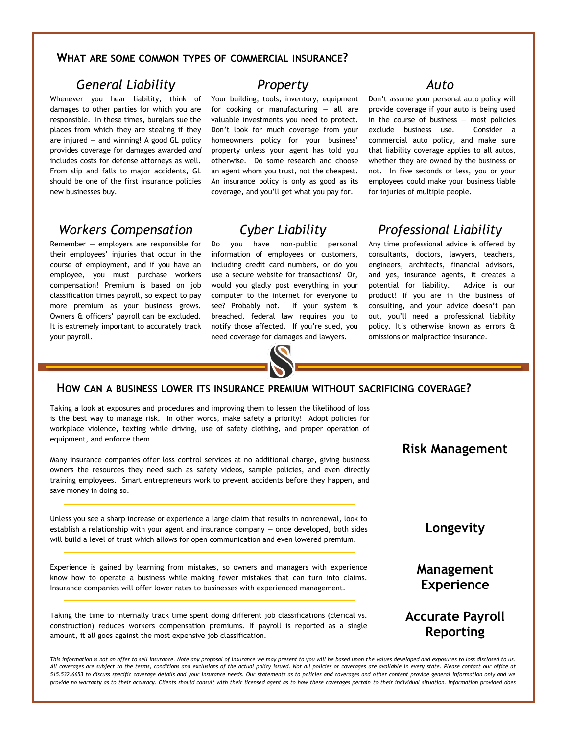## What are some common types of commercial insurance?

### General Liability

Whenever you hear liability, think of damages to other parties for which you are responsible. In these times, burglars sue the places from which they are stealing if they are injured — and winning! A good GL policy provides coverage for damages awarded *and* includes costs for defense attorneys as well. From slip and falls to major accidents, GL should be one of the first insurance policies new businesses buy.

### Property

Your building, tools, inventory, equipment for cooking or manufacturing — all are valuable investments you need to protect. Don't look for much coverage from your homeowners policy for your business' property unless your agent has told you otherwise. Do some research and choose an agent whom you trust, not the cheapest. An insurance policy is only as good as its coverage, and you'll get what you pay for.

### Auto

Don't assume your personal auto policy will provide coverage if your auto is being used in the course of business — most policies exclude business use. Consider a commercial auto policy, and make sure that liability coverage applies to all autos, whether they are owned by the business or not. In five seconds or less, you or your employees could make your business liable for injuries of multiple people.

### Workers Compensation

Remember — employers are responsible for their employees' injuries that occur in the course of employment, and if you have an employee, you must purchase workers compensation! Premium is based on job classification times payroll, so expect to pay more premium as your business grows. Owners & officers' payroll can be excluded. It is extremely important to accurately track your payroll.

### Cyber Liability

Do you have non-public personal information of employees or customers, including credit card numbers, or do you use a secure website for transactions? Or, would you gladly post everything in your computer to the internet for everyone to see? Probably not. If your system is breached, federal law requires you to notify those affected. If you're sued, you need coverage for damages and lawyers.

### Professional Liability

Any time professional advice is offered by consultants, doctors, lawyers, teachers, engineers, architects, financial advisors, and yes, insurance agents, it creates a potential for liability. Advice is our product! If you are in the business of consulting, and your advice doesn't pan out, you'll need a professional liability policy. It's otherwise known as errors & omissions or malpractice insurance.

## How can a business lower its insurance premium without sacrificing coverage?

### Risk Management

Taking a look at exposures and procedures and improving them to lessen the likelihood of loss is the best way to manage risk. In other words, make safety a priority! Adopt policies for workplace violence, texting while driving, use of safety clothing, and proper operation of equipment, and enforce them.

Many insurance companies offer loss control services at no additional charge, giving business owners the resources they need such as safety videos, sample policies, and even directly training employees. Smart entrepreneurs work to prevent accidents before they happen, and save money in doing so.

### Longevity

Unless you see a sharp increase or experience a large claim that results in nonrenewal, look to establish a relationship with your agent and insurance company — once developed, both sides will build a level of trust which allows for open communication and even lowered premium.

### Management Experience

Experience is gained by learning from mistakes, so owners and managers with experience know how to operate a business while making fewer mistakes that can turn into claims. Insurance companies will offer lower rates to businesses with experienced management.

### Accurate Payroll Reporting

Taking the time to internally track time spent doing different job classifications (clerical vs. construction) reduces workers compensation premiums. If payroll is reported as a single amount, it all goes against the most expensive job classification.

*This information is not an offer to sell insurance. Note any proposal of insurance we may present to you will be based upon the values developed and exposures to loss disclosed to us. All coverages are subject to the terms, conditions and exclusions of the actual policy issued. Not all policies or coverages are available in every state. Please contact our office at 515.532.6653 to discuss specific coverage details and your insurance needs. Our statements as to policies and coverages and other content provide general information only and we provide no warranty as to their accuracy. Clients should consult with their licensed agent as to how these coverages pertain to their individual situation. Information provided does*